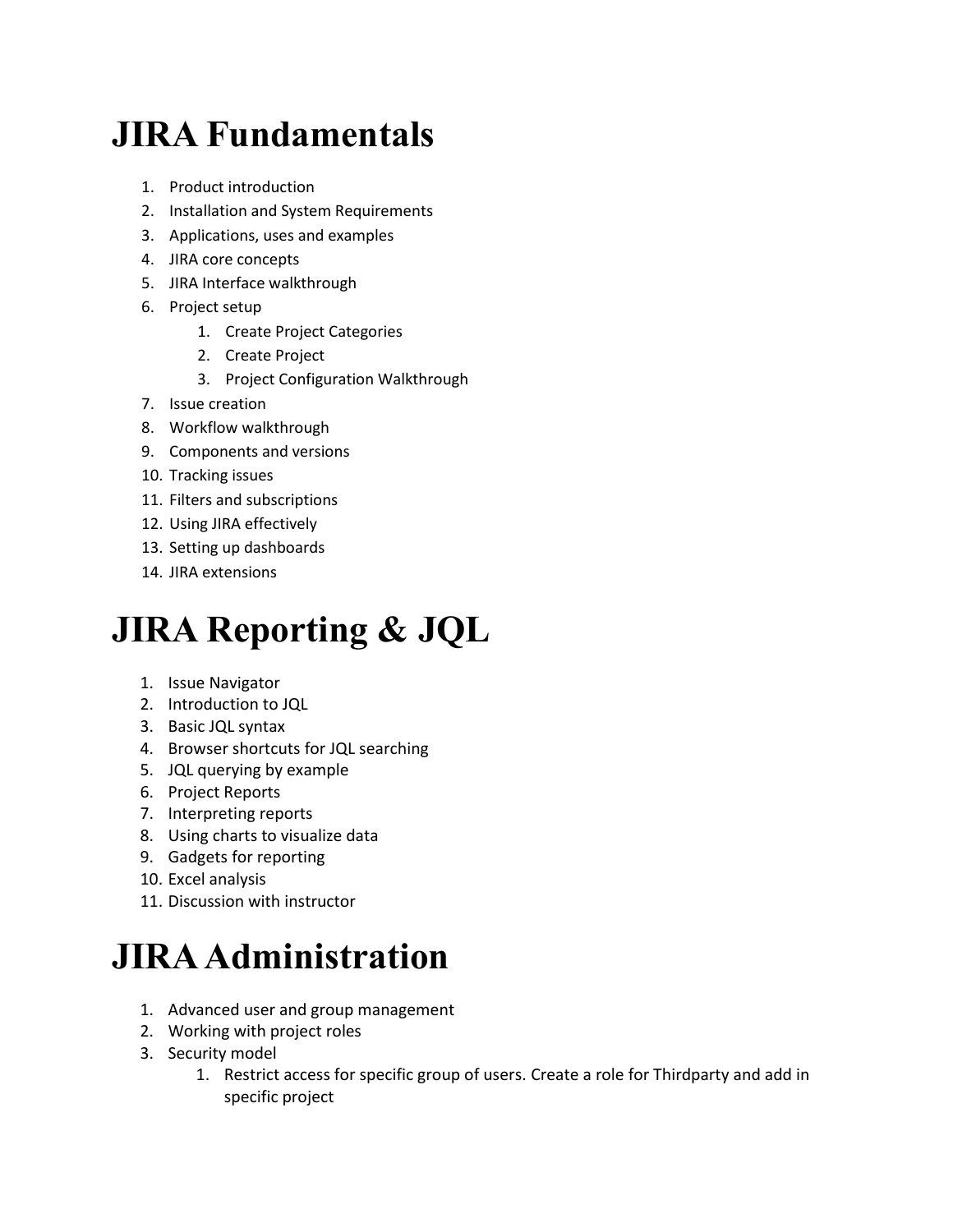# JIRA Fundamentals

1. Product introduction
2. Installation and System Requirements
3. Applications, uses and examples
4. JIRA core concepts
5. JIRA Interface walkthrough
6. Project setup
    1. Create Project Categories
    2. Create Project
    3. Project Configuration Walkthrough
7. Issue creation
8. Workflow walkthrough
9. Components and versions
10. Tracking issues
11. Filters and subscriptions
12. Using JIRA effectively
13. Setting up dashboards
14. JIRA extensions

# JIRA Reporting & JQL

1. Issue Navigator
2. Introduction to JQL
3. Basic JQL syntax
4. Browser shortcuts for JQL searching
5. JQL querying by example
6. Project Reports
7. Interpreting reports
8. Using charts to visualize data
9. Gadgets for reporting
10. Excel analysis
11. Discussion with instructor

# JIRA Administration

1. Advanced user and group management
2. Working with project roles
3. Security model
    1. Restrict access for specific group of users. Create a role for Thirdparty and add in specific project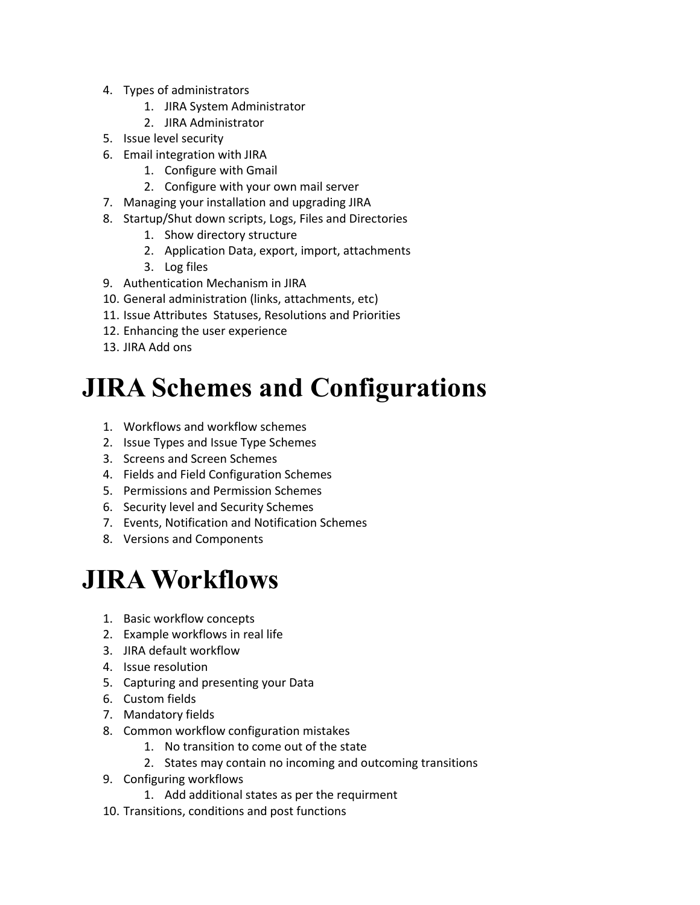4. Types of administrators
    1. JIRA System Administrator
    2. JIRA Administrator
5. Issue level security
6. Email integration with JIRA
    1. Configure with Gmail
    2. Configure with your own mail server
7. Managing your installation and upgrading JIRA
8. Startup/Shut down scripts, Logs, Files and Directories
    1. Show directory structure
    2. Application Data, export, import, attachments
    3. Log files
9. Authentication Mechanism in JIRA
10. General administration (links, attachments, etc)
11. Issue Attributes  Statuses, Resolutions and Priorities
12. Enhancing the user experience
13. JIRA Add ons

# JIRA Schemes and Configurations

1. Workflows and workflow schemes
2. Issue Types and Issue Type Schemes
3. Screens and Screen Schemes
4. Fields and Field Configuration Schemes
5. Permissions and Permission Schemes
6. Security level and Security Schemes
7. Events, Notification and Notification Schemes
8. Versions and Components

# JIRA Workflows

1. Basic workflow concepts
2. Example workflows in real life
3. JIRA default workflow
4. Issue resolution
5. Capturing and presenting your Data
6. Custom fields
7. Mandatory fields
8. Common workflow configuration mistakes
    1. No transition to come out of the state
    2. States may contain no incoming and outcoming transitions
9. Configuring workflows
    1. Add additional states as per the requirment
10. Transitions, conditions and post functions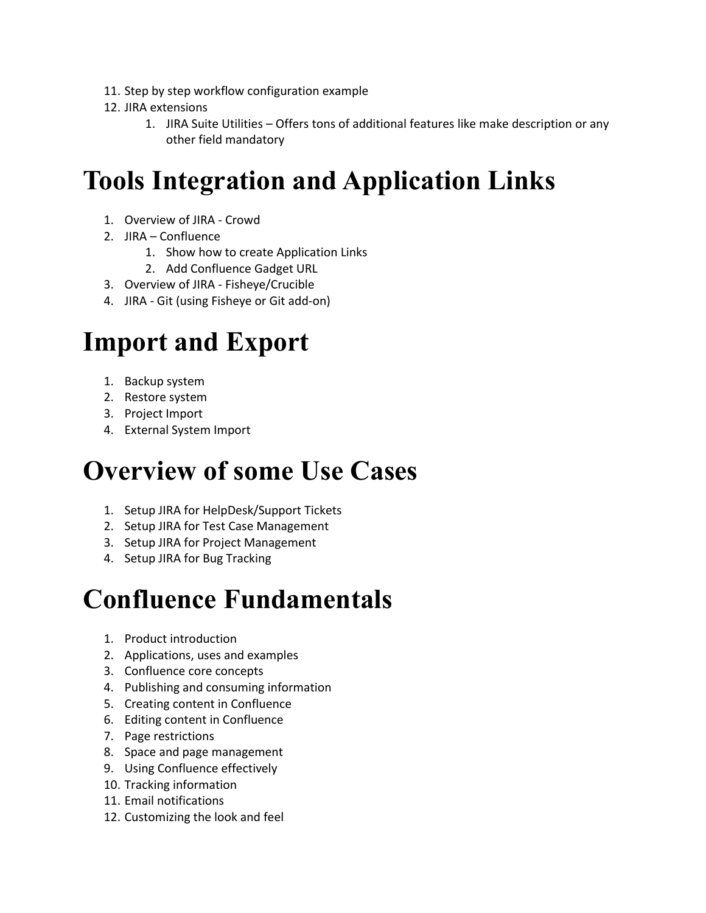11. Step by step workflow configuration example
12. JIRA extensions
    1. JIRA Suite Utilities – Offers tons of additional features like make description or any other field mandatory

# Tools Integration and Application Links

1. Overview of JIRA - Crowd
2. JIRA – Confluence
    1. Show how to create Application Links
    2. Add Confluence Gadget URL
3. Overview of JIRA - Fisheye/Crucible
4. JIRA - Git (using Fisheye or Git add-on)

# Import and Export

1. Backup system
2. Restore system
3. Project Import
4. External System Import

# Overview of some Use Cases

1. Setup JIRA for HelpDesk/Support Tickets
2. Setup JIRA for Test Case Management
3. Setup JIRA for Project Management
4. Setup JIRA for Bug Tracking

# Confluence Fundamentals

1. Product introduction
2. Applications, uses and examples
3. Confluence core concepts
4. Publishing and consuming information
5. Creating content in Confluence
6. Editing content in Confluence
7. Page restrictions
8. Space and page management
9. Using Confluence effectively
10. Tracking information
11. Email notifications
12. Customizing the look and feel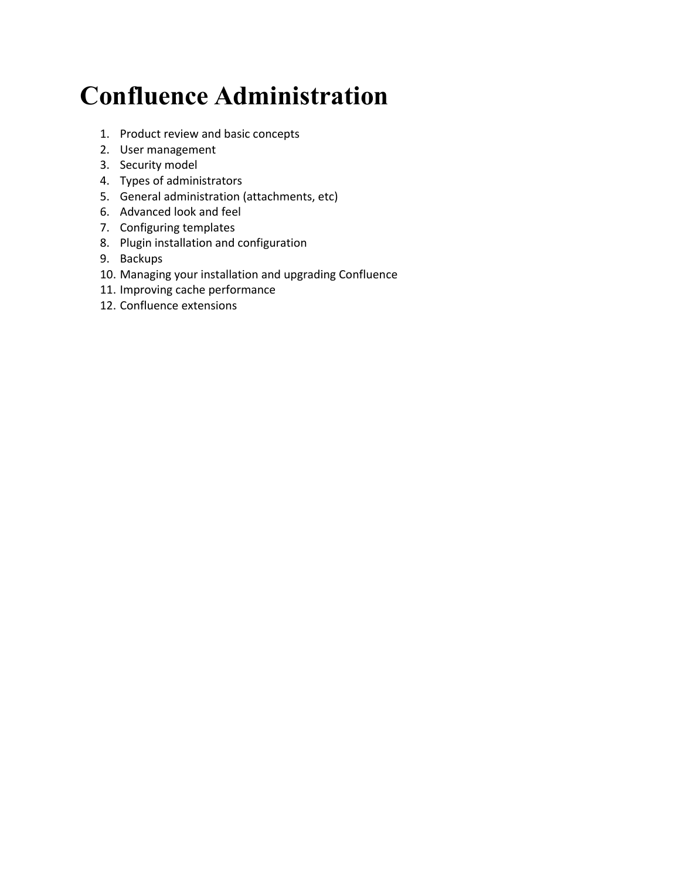# Confluence Administration

1. Product review and basic concepts
2. User management
3. Security model
4. Types of administrators
5. General administration (attachments, etc)
6. Advanced look and feel
7. Configuring templates
8. Plugin installation and configuration
9. Backups
10. Managing your installation and upgrading Confluence
11. Improving cache performance
12. Confluence extensions